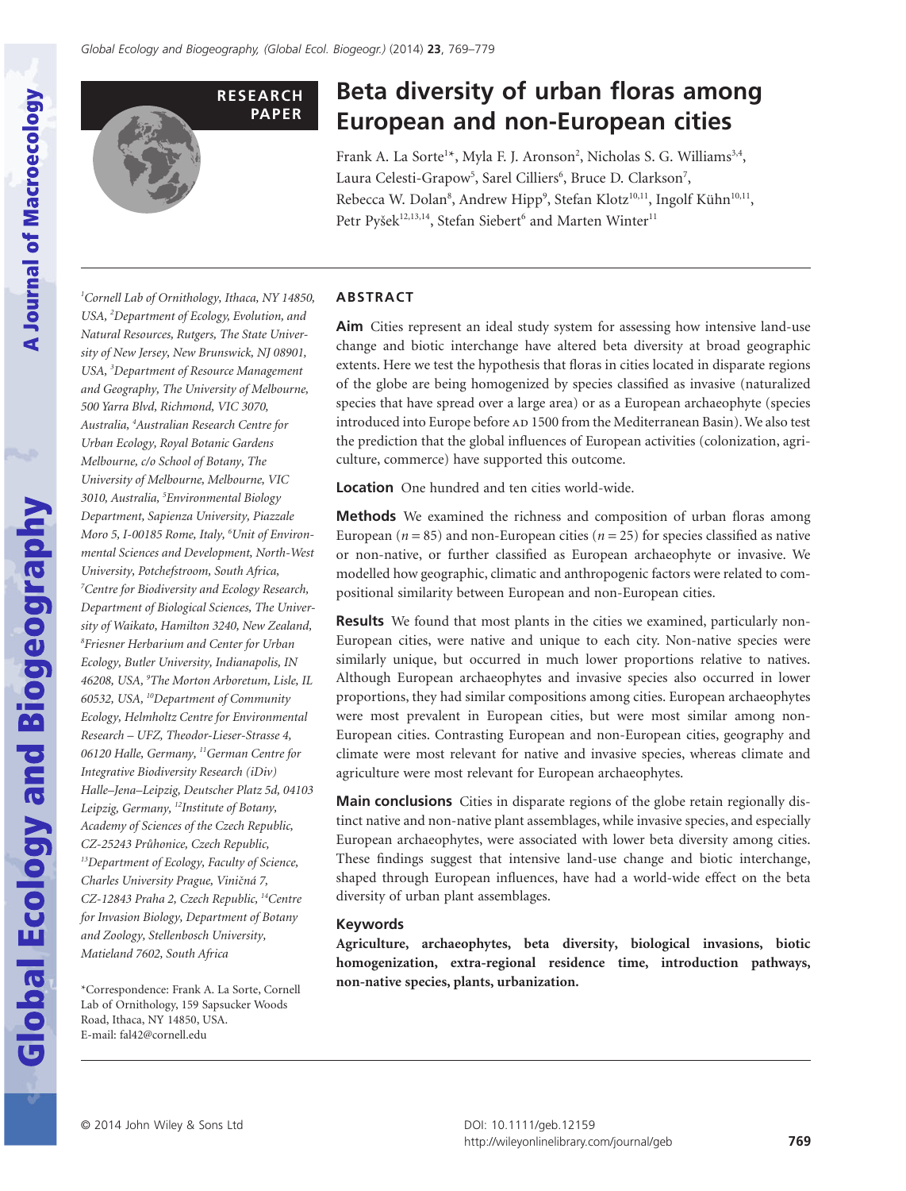RESEARCH PAPER

# Beta diversity of urban floras among European and non-European cities

Frank A. La Sorte[1]*, Myla F. J. Aronson[2], Nicholas S. G. Williams[3,4], Laura Celesti-Grapow[5], Sarel Cilliers[6], Bruce D. Clarkson[7], Rebecca W. Dolan[8], Andrew Hipp[9], Stefan Klotz[10,11], Ingolf Kühn[10,11], Petr Pyšek[12,13,14], Stefan Siebert[6] and Marten Winter[11]

[1]Cornell Lab of Ornithology, Ithaca, NY 14850, USA, [2]Department of Ecology, Evolution, and Natural Resources, Rutgers, The State University of New Jersey, New Brunswick, NJ 08901, USA, [3]Department of Resource Management and Geography, The University of Melbourne, 500 Yarra Blvd, Richmond, VIC 3070, Australia, [4]Australian Research Centre for Urban Ecology, Royal Botanic Gardens Melbourne, c/o School of Botany, The University of Melbourne, Melbourne, VIC 3010, Australia, [5]Environmental Biology Department, Sapienza University, Piazzale Moro 5, I-00185 Rome, Italy, [6]Unit of Environmental Sciences and Development, North-West University, Potchefstroom, South Africa, [7]Centre for Biodiversity and Ecology Research, Department of Biological Sciences, The University of Waikato, Hamilton 3240, New Zealand, [8]Friesner Herbarium and Center for Urban Ecology, Butler University, Indianapolis, IN 46208, USA, [9]The Morton Arboretum, Lisle, IL 60532, USA, [10]Department of Community Ecology, Helmholtz Centre for Environmental Research – UFZ, Theodor-Lieser-Strasse 4, 06120 Halle, Germany, [11]German Centre for Integrative Biodiversity Research (iDiv) Halle–Jena–Leipzig, Deutscher Platz 5d, 04103 Leipzig, Germany, [12]Institute of Botany, Academy of Sciences of the Czech Republic, CZ-25243 Průhonice, Czech Republic, [13]Department of Ecology, Faculty of Science, Charles University Prague, Viničná 7, CZ-12843 Praha 2, Czech Republic, [14]Centre for Invasion Biology, Department of Botany and Zoology, Stellenbosch University, Matieland 7602, South Africa

*Correspondence: Frank A. La Sorte, Cornell Lab of Ornithology, 159 Sapsucker Woods Road, Ithaca, NY 14850, USA.
E-mail: fal42@cornell.edu

## ABSTRACT

**Aim** Cities represent an ideal study system for assessing how intensive land-use change and biotic interchange have altered beta diversity at broad geographic extents. Here we test the hypothesis that floras in cities located in disparate regions of the globe are being homogenized by species classified as invasive (naturalized species that have spread over a large area) or as a European archaeophyte (species introduced into Europe before AD 1500 from the Mediterranean Basin). We also test the prediction that the global influences of European activities (colonization, agriculture, commerce) have supported this outcome.

**Location** One hundred and ten cities world-wide.

**Methods** We examined the richness and composition of urban floras among European ($n = 85$) and non-European cities ($n = 25$) for species classified as native or non-native, or further classified as European archaeophyte or invasive. We modelled how geographic, climatic and anthropogenic factors were related to compositional similarity between European and non-European cities.

**Results** We found that most plants in the cities we examined, particularly non-European cities, were native and unique to each city. Non-native species were similarly unique, but occurred in much lower proportions relative to natives. Although European archaeophytes and invasive species also occurred in lower proportions, they had similar compositions among cities. European archaeophytes were most prevalent in European cities, but were most similar among non-European cities. Contrasting European and non-European cities, geography and climate were most relevant for native and invasive species, whereas climate and agriculture were most relevant for European archaeophytes.

**Main conclusions** Cities in disparate regions of the globe retain regionally distinct native and non-native plant assemblages, while invasive species, and especially European archaeophytes, were associated with lower beta diversity among cities. These findings suggest that intensive land-use change and biotic interchange, shaped through European influences, have had a world-wide effect on the beta diversity of urban plant assemblages.

### Keywords

**Agriculture, archaeophytes, beta diversity, biological invasions, biotic homogenization, extra-regional residence time, introduction pathways, non-native species, plants, urbanization.**

© 2014 John Wiley & Sons Ltd

DOI: 10.1111/geb.12159
http://wileyonlinelibrary.com/journal/geb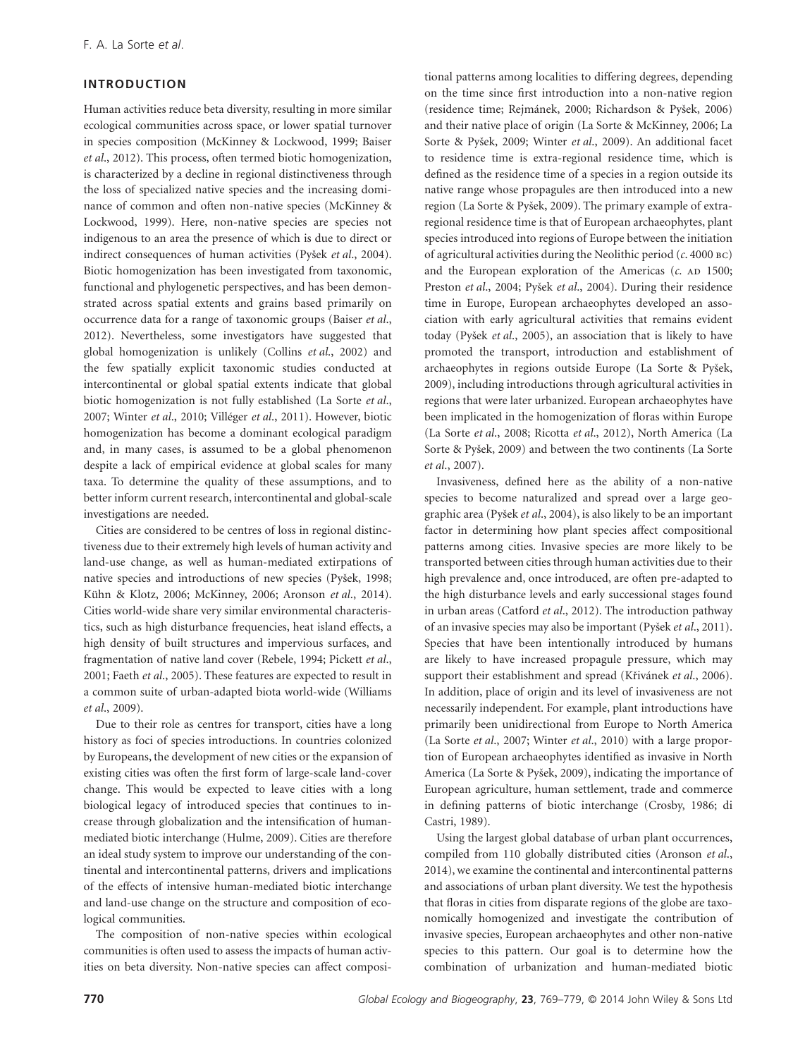## INTRODUCTION

Human activities reduce beta diversity, resulting in more similar ecological communities across space, or lower spatial turnover in species composition (McKinney & Lockwood, 1999; Baiser *et al*., 2012). This process, often termed biotic homogenization, is characterized by a decline in regional distinctiveness through the loss of specialized native species and the increasing dominance of common and often non-native species (McKinney & Lockwood, 1999). Here, non-native species are species not indigenous to an area the presence of which is due to direct or indirect consequences of human activities (Pyšek *et al*., 2004). Biotic homogenization has been investigated from taxonomic, functional and phylogenetic perspectives, and has been demonstrated across spatial extents and grains based primarily on occurrence data for a range of taxonomic groups (Baiser *et al*., 2012). Nevertheless, some investigators have suggested that global homogenization is unlikely (Collins *et al*., 2002) and the few spatially explicit taxonomic studies conducted at intercontinental or global spatial extents indicate that global biotic homogenization is not fully established (La Sorte *et al*., 2007; Winter *et al*., 2010; Villéger *et al*., 2011). However, biotic homogenization has become a dominant ecological paradigm and, in many cases, is assumed to be a global phenomenon despite a lack of empirical evidence at global scales for many taxa. To determine the quality of these assumptions, and to better inform current research, intercontinental and global-scale investigations are needed.

Cities are considered to be centres of loss in regional distinctiveness due to their extremely high levels of human activity and land-use change, as well as human-mediated extirpations of native species and introductions of new species (Pyšek, 1998; Kühn & Klotz, 2006; McKinney, 2006; Aronson *et al*., 2014). Cities world-wide share very similar environmental characteristics, such as high disturbance frequencies, heat island effects, a high density of built structures and impervious surfaces, and fragmentation of native land cover (Rebele, 1994; Pickett *et al*., 2001; Faeth *et al*., 2005). These features are expected to result in a common suite of urban-adapted biota world-wide (Williams *et al*., 2009).

Due to their role as centres for transport, cities have a long history as foci of species introductions. In countries colonized by Europeans, the development of new cities or the expansion of existing cities was often the first form of large-scale land-cover change. This would be expected to leave cities with a long biological legacy of introduced species that continues to increase through globalization and the intensification of human-mediated biotic interchange (Hulme, 2009). Cities are therefore an ideal study system to improve our understanding of the continental and intercontinental patterns, drivers and implications of the effects of intensive human-mediated biotic interchange and land-use change on the structure and composition of ecological communities.

The composition of non-native species within ecological communities is often used to assess the impacts of human activities on beta diversity. Non-native species can affect compositional patterns among localities to differing degrees, depending on the time since first introduction into a non-native region (residence time; Rejmánek, 2000; Richardson & Pyšek, 2006) and their native place of origin (La Sorte & McKinney, 2006; La Sorte & Pyšek, 2009; Winter *et al*., 2009). An additional facet to residence time is extra-regional residence time, which is defined as the residence time of a species in a region outside its native range whose propagules are then introduced into a new region (La Sorte & Pyšek, 2009). The primary example of extra-regional residence time is that of European archaeophytes, plant species introduced into regions of Europe between the initiation of agricultural activities during the Neolithic period (*c*. 4000 BC) and the European exploration of the Americas (*c*. AD 1500; Preston *et al*., 2004; Pyšek *et al*., 2004). During their residence time in Europe, European archaeophytes developed an association with early agricultural activities that remains evident today (Pyšek *et al*., 2005), an association that is likely to have promoted the transport, introduction and establishment of archaeophytes in regions outside Europe (La Sorte & Pyšek, 2009), including introductions through agricultural activities in regions that were later urbanized. European archaeophytes have been implicated in the homogenization of floras within Europe (La Sorte *et al*., 2008; Ricotta *et al*., 2012), North America (La Sorte & Pyšek, 2009) and between the two continents (La Sorte *et al*., 2007).

Invasiveness, defined here as the ability of a non-native species to become naturalized and spread over a large geographic area (Pyšek *et al*., 2004), is also likely to be an important factor in determining how plant species affect compositional patterns among cities. Invasive species are more likely to be transported between cities through human activities due to their high prevalence and, once introduced, are often pre-adapted to the high disturbance levels and early successional stages found in urban areas (Catford *et al*., 2012). The introduction pathway of an invasive species may also be important (Pyšek *et al*., 2011). Species that have been intentionally introduced by humans are likely to have increased propagule pressure, which may support their establishment and spread (Křivánek *et al*., 2006). In addition, place of origin and its level of invasiveness are not necessarily independent. For example, plant introductions have primarily been unidirectional from Europe to North America (La Sorte *et al*., 2007; Winter *et al*., 2010) with a large proportion of European archaeophytes identified as invasive in North America (La Sorte & Pyšek, 2009), indicating the importance of European agriculture, human settlement, trade and commerce in defining patterns of biotic interchange (Crosby, 1986; di Castri, 1989).

Using the largest global database of urban plant occurrences, compiled from 110 globally distributed cities (Aronson *et al*., 2014), we examine the continental and intercontinental patterns and associations of urban plant diversity. We test the hypothesis that floras in cities from disparate regions of the globe are taxonomically homogenized and investigate the contribution of invasive species, European archaeophytes and other non-native species to this pattern. Our goal is to determine how the combination of urbanization and human-mediated biotic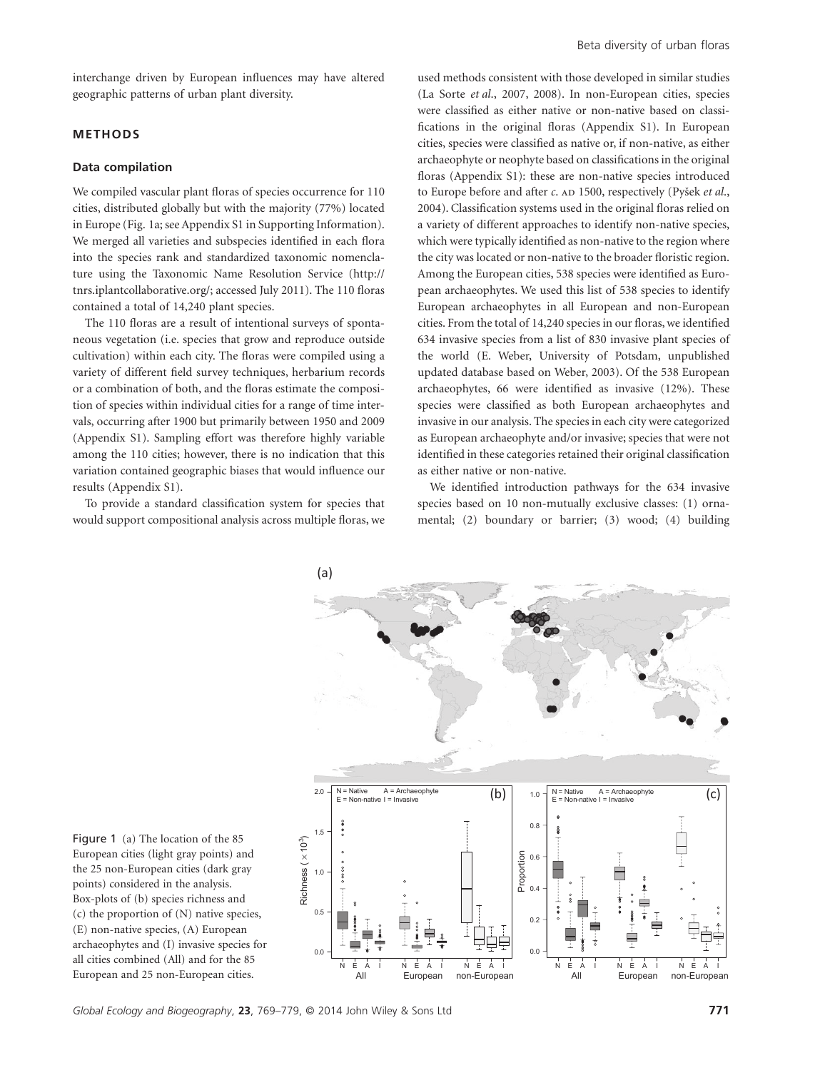interchange driven by European influences may have altered geographic patterns of urban plant diversity.

## METHODS

### Data compilation

We compiled vascular plant floras of species occurrence for 110 cities, distributed globally but with the majority (77%) located in Europe (Fig. 1a; see Appendix S1 in Supporting Information). We merged all varieties and subspecies identified in each flora into the species rank and standardized taxonomic nomenclature using the Taxonomic Name Resolution Service (http://tnrs.iplantcollaborative.org/; accessed July 2011). The 110 floras contained a total of 14,240 plant species.

The 110 floras are a result of intentional surveys of spontaneous vegetation (i.e. species that grow and reproduce outside cultivation) within each city. The floras were compiled using a variety of different field survey techniques, herbarium records or a combination of both, and the floras estimate the composition of species within individual cities for a range of time intervals, occurring after 1900 but primarily between 1950 and 2009 (Appendix S1). Sampling effort was therefore highly variable among the 110 cities; however, there is no indication that this variation contained geographic biases that would influence our results (Appendix S1).

To provide a standard classification system for species that would support compositional analysis across multiple floras, we used methods consistent with those developed in similar studies (La Sorte *et al*., 2007, 2008). In non-European cities, species were classified as either native or non-native based on classifications in the original floras (Appendix S1). In European cities, species were classified as native or, if non-native, as either archaeophyte or neophyte based on classifications in the original floras (Appendix S1): these are non-native species introduced to Europe before and after *c*. AD 1500, respectively (Pyšek *et al*., 2004). Classification systems used in the original floras relied on a variety of different approaches to identify non-native species, which were typically identified as non-native to the region where the city was located or non-native to the broader floristic region. Among the European cities, 538 species were identified as European archaeophytes. We used this list of 538 species to identify European archaeophytes in all European and non-European cities. From the total of 14,240 species in our floras, we identified 634 invasive species from a list of 830 invasive plant species of the world (E. Weber, University of Potsdam, unpublished updated database based on Weber, 2003). Of the 538 European archaeophytes, 66 were identified as invasive (12%). These species were classified as both European archaeophytes and invasive in our analysis. The species in each city were categorized as European archaeophyte and/or invasive; species that were not identified in these categories retained their original classification as either native or non-native.

We identified introduction pathways for the 634 invasive species based on 10 non-mutually exclusive classes: (1) ornamental; (2) boundary or barrier; (3) wood; (4) building

Figure 1 (a) The location of the 85 European cities (light gray points) and the 25 non-European cities (dark gray points) considered in the analysis. Box-plots of (b) species richness and (c) the proportion of (N) native species, (E) non-native species, (A) European archaeophytes and (I) invasive species for all cities combined (All) and for the 85 European and 25 non-European cities.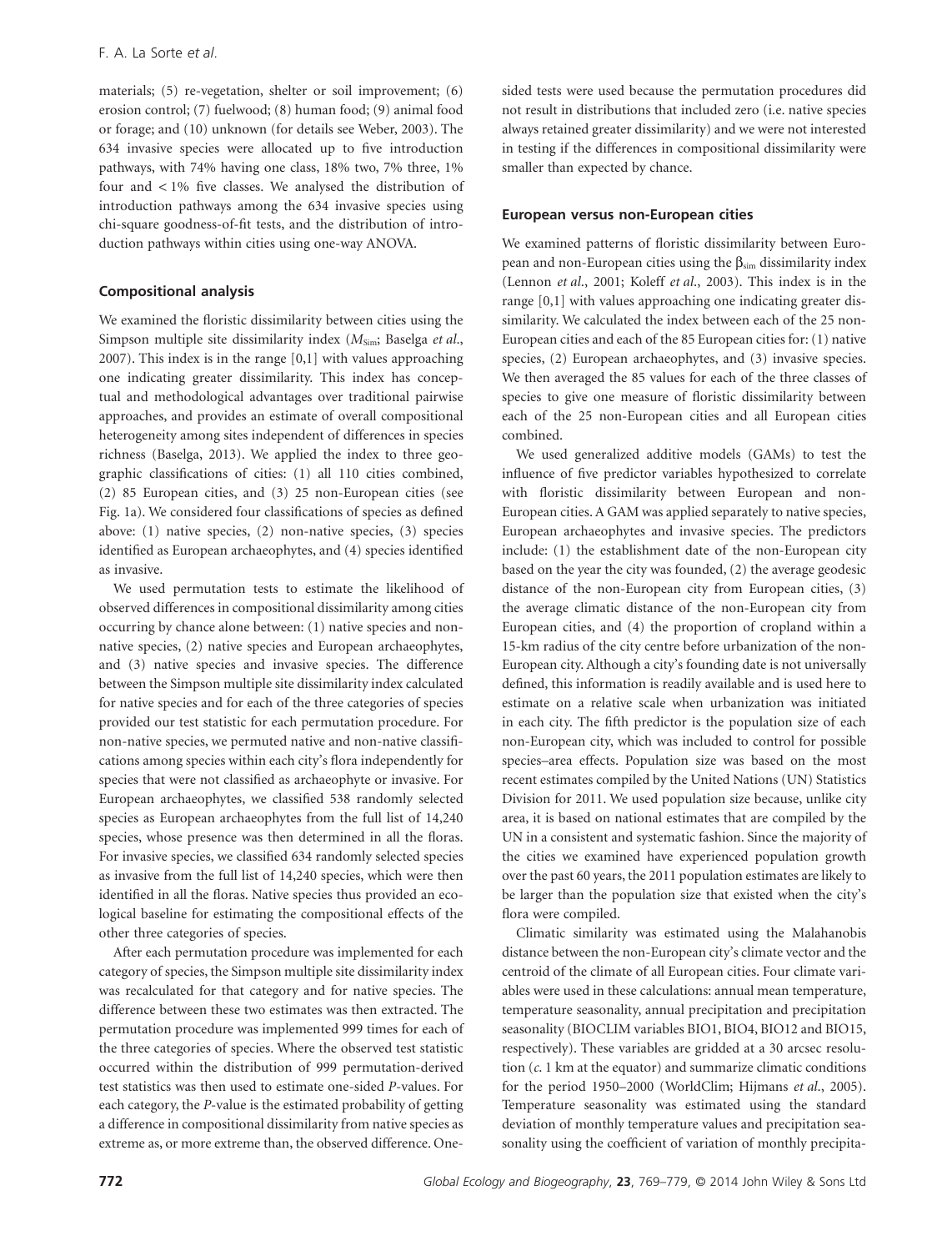materials; (5) re-vegetation, shelter or soil improvement; (6) erosion control; (7) fuelwood; (8) human food; (9) animal food or forage; and (10) unknown (for details see Weber, 2003). The 634 invasive species were allocated up to five introduction pathways, with 74% having one class, 18% two, 7% three, 1% four and < 1% five classes. We analysed the distribution of introduction pathways among the 634 invasive species using chi-square goodness-of-fit tests, and the distribution of introduction pathways within cities using one-way ANOVA.

### Compositional analysis

We examined the floristic dissimilarity between cities using the Simpson multiple site dissimilarity index ($M_{Sim}$; Baselga *et al.*, 2007). This index is in the range [0,1] with values approaching one indicating greater dissimilarity. This index has conceptual and methodological advantages over traditional pairwise approaches, and provides an estimate of overall compositional heterogeneity among sites independent of differences in species richness (Baselga, 2013). We applied the index to three geographic classifications of cities: (1) all 110 cities combined, (2) 85 European cities, and (3) 25 non-European cities (see Fig. 1a). We considered four classifications of species as defined above: (1) native species, (2) non-native species, (3) species identified as European archaeophytes, and (4) species identified as invasive.

We used permutation tests to estimate the likelihood of observed differences in compositional dissimilarity among cities occurring by chance alone between: (1) native species and non-native species, (2) native species and European archaeophytes, and (3) native species and invasive species. The difference between the Simpson multiple site dissimilarity index calculated for native species and for each of the three categories of species provided our test statistic for each permutation procedure. For non-native species, we permuted native and non-native classifications among species within each city's flora independently for species that were not classified as archaeophyte or invasive. For European archaeophytes, we classified 538 randomly selected species as European archaeophytes from the full list of 14,240 species, whose presence was then determined in all the floras. For invasive species, we classified 634 randomly selected species as invasive from the full list of 14,240 species, which were then identified in all the floras. Native species thus provided an ecological baseline for estimating the compositional effects of the other three categories of species.

After each permutation procedure was implemented for each category of species, the Simpson multiple site dissimilarity index was recalculated for that category and for native species. The difference between these two estimates was then extracted. The permutation procedure was implemented 999 times for each of the three categories of species. Where the observed test statistic occurred within the distribution of 999 permutation-derived test statistics was then used to estimate one-sided *P*-values. For each category, the *P*-value is the estimated probability of getting a difference in compositional dissimilarity from native species as extreme as, or more extreme than, the observed difference. One-sided tests were used because the permutation procedures did not result in distributions that included zero (i.e. native species always retained greater dissimilarity) and we were not interested in testing if the differences in compositional dissimilarity were smaller than expected by chance.

### European versus non-European cities

We examined patterns of floristic dissimilarity between European and non-European cities using the $\beta_{sim}$ dissimilarity index (Lennon *et al.*, 2001; Koleff *et al.*, 2003). This index is in the range [0,1] with values approaching one indicating greater dissimilarity. We calculated the index between each of the 25 non-European cities and each of the 85 European cities for: (1) native species, (2) European archaeophytes, and (3) invasive species. We then averaged the 85 values for each of the three classes of species to give one measure of floristic dissimilarity between each of the 25 non-European cities and all European cities combined.

We used generalized additive models (GAMs) to test the influence of five predictor variables hypothesized to correlate with floristic dissimilarity between European and non-European cities. A GAM was applied separately to native species, European archaeophytes and invasive species. The predictors include: (1) the establishment date of the non-European city based on the year the city was founded, (2) the average geodesic distance of the non-European city from European cities, (3) the average climatic distance of the non-European city from European cities, and (4) the proportion of cropland within a 15-km radius of the city centre before urbanization of the non-European city. Although a city's founding date is not universally defined, this information is readily available and is used here to estimate on a relative scale when urbanization was initiated in each city. The fifth predictor is the population size of each non-European city, which was included to control for possible species–area effects. Population size was based on the most recent estimates compiled by the United Nations (UN) Statistics Division for 2011. We used population size because, unlike city area, it is based on national estimates that are compiled by the UN in a consistent and systematic fashion. Since the majority of the cities we examined have experienced population growth over the past 60 years, the 2011 population estimates are likely to be larger than the population size that existed when the city's flora were compiled.

Climatic similarity was estimated using the Malahanobis distance between the non-European city's climate vector and the centroid of the climate of all European cities. Four climate variables were used in these calculations: annual mean temperature, temperature seasonality, annual precipitation and precipitation seasonality (BIOCLIM variables BIO1, BIO4, BIO12 and BIO15, respectively). These variables are gridded at a 30 arcsec resolution (*c.* 1 km at the equator) and summarize climatic conditions for the period 1950–2000 (WorldClim; Hijmans *et al.*, 2005). Temperature seasonality was estimated using the standard deviation of monthly temperature values and precipitation seasonality using the coefficient of variation of monthly precipita-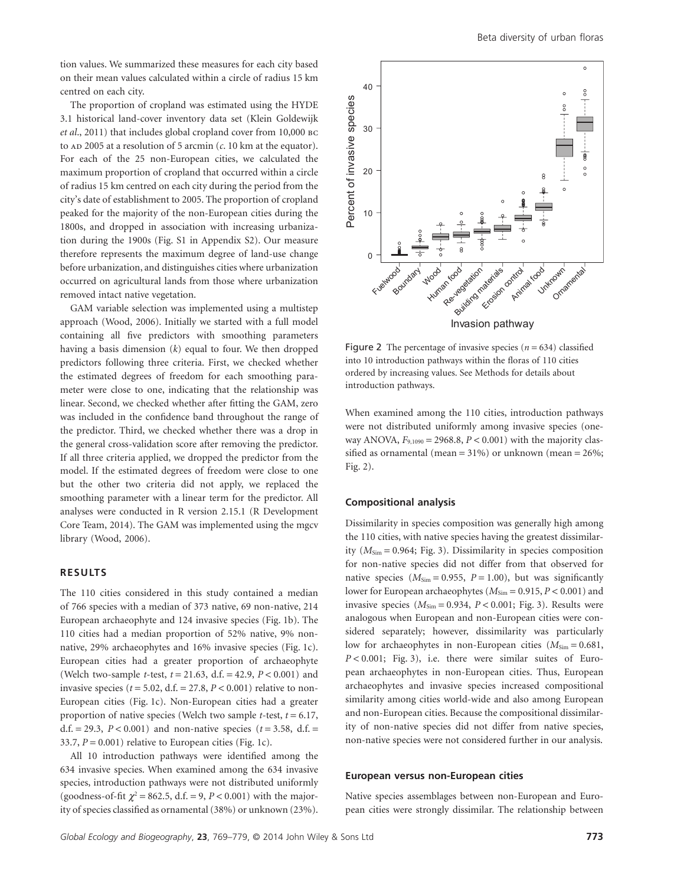tion values. We summarized these measures for each city based on their mean values calculated within a circle of radius 15 km centred on each city.

The proportion of cropland was estimated using the HYDE 3.1 historical land-cover inventory data set (Klein Goldewijk *et al.*, 2011) that includes global cropland cover from 10,000 BC to AD 2005 at a resolution of 5 arcmin (*c.* 10 km at the equator). For each of the 25 non-European cities, we calculated the maximum proportion of cropland that occurred within a circle of radius 15 km centred on each city during the period from the city's date of establishment to 2005. The proportion of cropland peaked for the majority of the non-European cities during the 1800s, and dropped in association with increasing urbanization during the 1900s (Fig. S1 in Appendix S2). Our measure therefore represents the maximum degree of land-use change before urbanization, and distinguishes cities where urbanization occurred on agricultural lands from those where urbanization removed intact native vegetation.

GAM variable selection was implemented using a multistep approach (Wood, 2006). Initially we started with a full model containing all five predictors with smoothing parameters having a basis dimension ($k$) equal to four. We then dropped predictors following three criteria. First, we checked whether the estimated degrees of freedom for each smoothing parameter were close to one, indicating that the relationship was linear. Second, we checked whether after fitting the GAM, zero was included in the confidence band throughout the range of the predictor. Third, we checked whether there was a drop in the general cross-validation score after removing the predictor. If all three criteria applied, we dropped the predictor from the model. If the estimated degrees of freedom were close to one but the other two criteria did not apply, we replaced the smoothing parameter with a linear term for the predictor. All analyses were conducted in R version 2.15.1 (R Development Core Team, 2014). The GAM was implemented using the mgcv library (Wood, 2006).

## RESULTS

The 110 cities considered in this study contained a median of 766 species with a median of 373 native, 69 non-native, 214 European archaeophyte and 124 invasive species (Fig. 1b). The 110 cities had a median proportion of 52% native, 9% non-native, 29% archaeophytes and 16% invasive species (Fig. 1c). European cities had a greater proportion of archaeophyte (Welch two-sample $t$-test, $t = 21.63$, d.f. = 42.9, $P < 0.001$) and invasive species ($t = 5.02$, d.f. = 27.8, $P < 0.001$) relative to non-European cities (Fig. 1c). Non-European cities had a greater proportion of native species (Welch two sample $t$-test, $t = 6.17$, d.f. = 29.3, $P < 0.001$) and non-native species ($t = 3.58$, d.f. = 33.7, $P = 0.001$) relative to European cities (Fig. 1c).

All 10 introduction pathways were identified among the 634 invasive species. When examined among the 634 invasive species, introduction pathways were not distributed uniformly (goodness-of-fit $\chi^2 = 862.5$, d.f. = 9, $P < 0.001$) with the majority of species classified as ornamental (38%) or unknown (23%).

Figure 2 The percentage of invasive species ($n = 634$) classified into 10 introduction pathways within the floras of 110 cities ordered by increasing values. See Methods for details about introduction pathways.

When examined among the 110 cities, introduction pathways were not distributed uniformly among invasive species (one-way ANOVA, $F_{9,1090} = 2968.8$, $P < 0.001$) with the majority classified as ornamental (mean = 31%) or unknown (mean = 26%; Fig. 2).

### Compositional analysis

Dissimilarity in species composition was generally high among the 110 cities, with native species having the greatest dissimilarity ($M_{\text{Sim}} = 0.964$; Fig. 3). Dissimilarity in species composition for non-native species did not differ from that observed for native species ($M_{\text{Sim}} = 0.955$, $P = 1.00$), but was significantly lower for European archaeophytes ($M_{\text{Sim}} = 0.915$, $P < 0.001$) and invasive species ($M_{\text{Sim}} = 0.934$, $P < 0.001$; Fig. 3). Results were analogous when European and non-European cities were considered separately; however, dissimilarity was particularly low for archaeophytes in non-European cities ($M_{\text{Sim}} = 0.681$, $P < 0.001$; Fig. 3), i.e. there were similar suites of European archaeophytes in non-European cities. Thus, European archaeophytes and invasive species increased compositional similarity among cities world-wide and also among European and non-European cities. Because the compositional dissimilarity of non-native species did not differ from native species, non-native species were not considered further in our analysis.

### European versus non-European cities

Native species assemblages between non-European and European cities were strongly dissimilar. The relationship between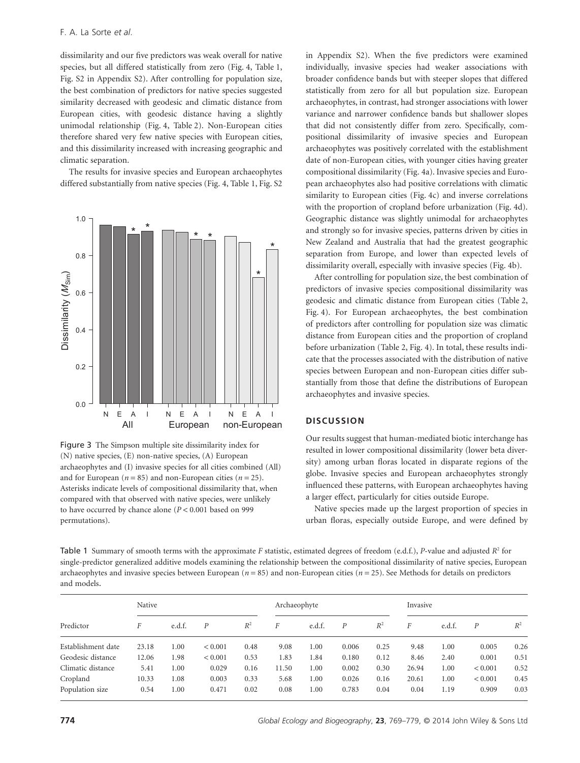dissimilarity and our five predictors was weak overall for native species, but all differed statistically from zero (Fig. 4, Table 1, Fig. S2 in Appendix S2). After controlling for population size, the best combination of predictors for native species suggested similarity decreased with geodesic and climatic distance from European cities, with geodesic distance having a slightly unimodal relationship (Fig. 4, Table 2). Non-European cities therefore shared very few native species with European cities, and this dissimilarity increased with increasing geographic and climatic separation.

The results for invasive species and European archaeophytes differed substantially from native species (Fig. 4, Table 1, Fig. S2 in Appendix S2). When the five predictors were examined individually, invasive species had weaker associations with broader confidence bands but with steeper slopes that differed statistically from zero for all but population size. European archaeophytes, in contrast, had stronger associations with lower variance and narrower confidence bands but shallower slopes that did not consistently differ from zero. Specifically, compositional dissimilarity of invasive species and European archaeophytes was positively correlated with the establishment date of non-European cities, with younger cities having greater compositional dissimilarity (Fig. 4a). Invasive species and European archaeophytes also had positive correlations with climatic similarity to European cities (Fig. 4c) and inverse correlations with the proportion of cropland before urbanization (Fig. 4d). Geographic distance was slightly unimodal for archaeophytes and strongly so for invasive species, patterns driven by cities in New Zealand and Australia that had the greatest geographic separation from Europe, and lower than expected levels of dissimilarity overall, especially with invasive species (Fig. 4b).

After controlling for population size, the best combination of predictors of invasive species compositional dissimilarity was geodesic and climatic distance from European cities (Table 2, Fig. 4). For European archaeophytes, the best combination of predictors after controlling for population size was climatic distance from European cities and the proportion of cropland before urbanization (Table 2, Fig. 4). In total, these results indicate that the processes associated with the distribution of native species between European and non-European cities differ substantially from those that define the distributions of European archaeophytes and invasive species.

Figure 3 The Simpson multiple site dissimilarity index for (N) native species, (E) non-native species, (A) European archaeophytes and (I) invasive species for all cities combined (All) and for European ($n = 85$) and non-European cities ($n = 25$). Asterisks indicate levels of compositional dissimilarity that, when compared with that observed with native species, were unlikely to have occurred by chance alone ($P < 0.001$ based on 999 permutations).

## DISCUSSION

Our results suggest that human-mediated biotic interchange has resulted in lower compositional dissimilarity (lower beta diversity) among urban floras located in disparate regions of the globe. Invasive species and European archaeophytes strongly influenced these patterns, with European archaeophytes having a larger effect, particularly for cities outside Europe.

Native species made up the largest proportion of species in urban floras, especially outside Europe, and were defined by

Table 1 Summary of smooth terms with the approximate $F$ statistic, estimated degrees of freedom (e.d.f.), $P$-value and adjusted $R^2$ for single-predictor generalized additive models examining the relationship between the compositional dissimilarity of native species, European archaeophytes and invasive species between European ($n = 85$) and non-European cities ($n = 25$). See Methods for details on predictors and models.

| Predictor | Native | | | | Archaeophyte | | | | Invasive | | | |
|---|---|---|---|---|---|---|---|---|---|---|---|---|
| | $F$ | e.d.f. | $P$ | $R^2$ | $F$ | e.d.f. | $P$ | $R^2$ | $F$ | e.d.f. | $P$ | $R^2$ |
| Establishment date | 23.18 | 1.00 | < 0.001 | 0.48 | 9.08 | 1.00 | 0.006 | 0.25 | 9.48 | 1.00 | 0.005 | 0.26 |
| Geodesic distance | 12.06 | 1.98 | < 0.001 | 0.53 | 1.83 | 1.84 | 0.180 | 0.12 | 8.46 | 2.40 | 0.001 | 0.51 |
| Climatic distance | 5.41 | 1.00 | 0.029 | 0.16 | 11.50 | 1.00 | 0.002 | 0.30 | 26.94 | 1.00 | < 0.001 | 0.52 |
| Cropland | 10.33 | 1.08 | 0.003 | 0.33 | 5.68 | 1.00 | 0.026 | 0.16 | 20.61 | 1.00 | < 0.001 | 0.45 |
| Population size | 0.54 | 1.00 | 0.471 | 0.02 | 0.08 | 1.00 | 0.783 | 0.04 | 0.04 | 1.19 | 0.909 | 0.03 |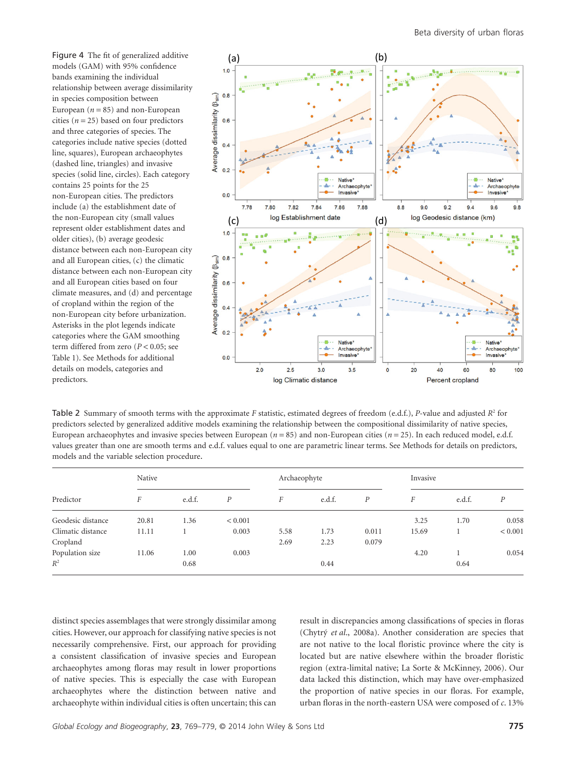Figure 4 The fit of generalized additive models (GAM) with 95% confidence bands examining the individual relationship between average dissimilarity in species composition between European ($n = 85$) and non-European cities ($n = 25$) based on four predictors and three categories of species. The categories include native species (dotted line, squares), European archaeophytes (dashed line, triangles) and invasive species (solid line, circles). Each category contains 25 points for the 25 non-European cities. The predictors include (a) the establishment date of the non-European city (small values represent older establishment dates and older cities), (b) average geodesic distance between each non-European city and all European cities, (c) the climatic distance between each non-European city and all European cities based on four climate measures, and (d) and percentage of cropland within the region of the non-European city before urbanization. Asterisks in the plot legends indicate categories where the GAM smoothing term differed from zero ($P < 0.05$; see Table 1). See Methods for additional details on models, categories and predictors.

Table 2 Summary of smooth terms with the approximate $F$ statistic, estimated degrees of freedom (e.d.f.), $P$-value and adjusted $R^2$ for predictors selected by generalized additive models examining the relationship between the compositional dissimilarity of native species, European archaeophytes and invasive species between European ($n = 85$) and non-European cities ($n = 25$). In each reduced model, e.d.f. values greater than one are smooth terms and e.d.f. values equal to one are parametric linear terms. See Methods for details on predictors, models and the variable selection procedure.

| | Native | | | Archaeophyte | | | Invasive | | |
|---|---|---|---|---|---|---|---|---|---|
| Predictor | $F$ | e.d.f. | $P$ | $F$ | e.d.f. | $P$ | $F$ | e.d.f. | $P$ |
| Geodesic distance | 20.81 | 1.36 | < 0.001 | | | | 3.25 | 1.70 | 0.058 |
| Climatic distance | 11.11 | 1 | 0.003 | 5.58 | 1.73 | 0.011 | 15.69 | 1 | < 0.001 |
| Cropland | | | | 2.69 | 2.23 | 0.079 | | | |
| Population size | 11.06 | 1.00 | 0.003 | | | | 4.20 | 1 | 0.054 |
| $R^2$ | | 0.68 | | | 0.44 | | | 0.64 | |

distinct species assemblages that were strongly dissimilar among cities. However, our approach for classifying native species is not necessarily comprehensive. First, our approach for providing a consistent classification of invasive species and European archaeophytes among floras may result in lower proportions of native species. This is especially the case with European archaeophytes where the distinction between native and archaeophyte within individual cities is often uncertain; this can result in discrepancies among classifications of species in floras (Chytrý *et al.*, 2008a). Another consideration are species that are not native to the local floristic province where the city is located but are native elsewhere within the broader floristic region (extra-limital native; La Sorte & McKinney, 2006). Our data lacked this distinction, which may have over-emphasized the proportion of native species in our floras. For example, urban floras in the north-eastern USA were composed of *c.* 13%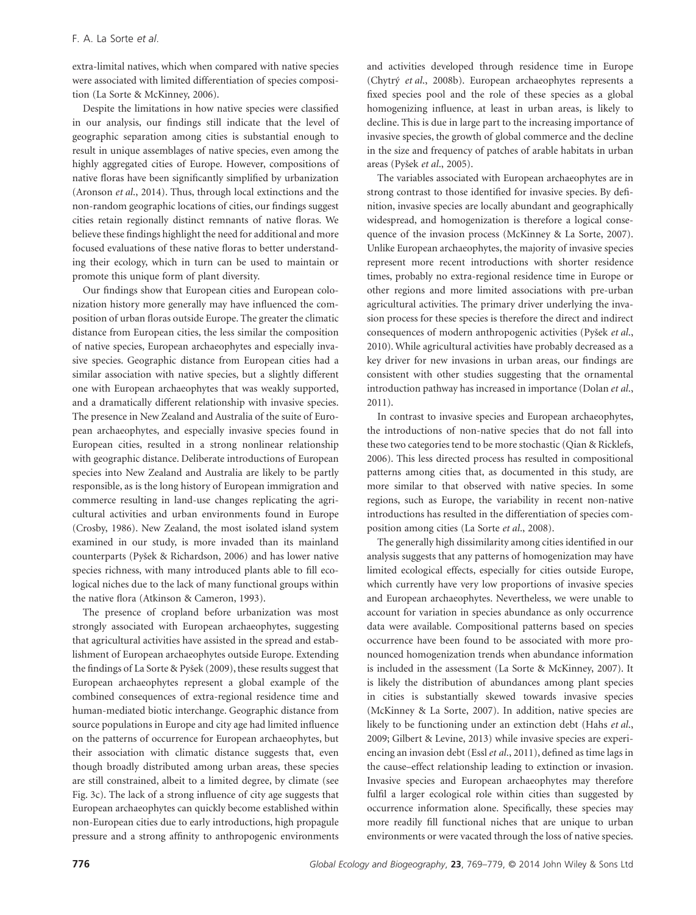extra-limital natives, which when compared with native species were associated with limited differentiation of species composition (La Sorte & McKinney, 2006).

Despite the limitations in how native species were classified in our analysis, our findings still indicate that the level of geographic separation among cities is substantial enough to result in unique assemblages of native species, even among the highly aggregated cities of Europe. However, compositions of native floras have been significantly simplified by urbanization (Aronson *et al*., 2014). Thus, through local extinctions and the non-random geographic locations of cities, our findings suggest cities retain regionally distinct remnants of native floras. We believe these findings highlight the need for additional and more focused evaluations of these native floras to better understanding their ecology, which in turn can be used to maintain or promote this unique form of plant diversity.

Our findings show that European cities and European colonization history more generally may have influenced the composition of urban floras outside Europe. The greater the climatic distance from European cities, the less similar the composition of native species, European archaeophytes and especially invasive species. Geographic distance from European cities had a similar association with native species, but a slightly different one with European archaeophytes that was weakly supported, and a dramatically different relationship with invasive species. The presence in New Zealand and Australia of the suite of European archaeophytes, and especially invasive species found in European cities, resulted in a strong nonlinear relationship with geographic distance. Deliberate introductions of European species into New Zealand and Australia are likely to be partly responsible, as is the long history of European immigration and commerce resulting in land-use changes replicating the agricultural activities and urban environments found in Europe (Crosby, 1986). New Zealand, the most isolated island system examined in our study, is more invaded than its mainland counterparts (Pyšek & Richardson, 2006) and has lower native species richness, with many introduced plants able to fill ecological niches due to the lack of many functional groups within the native flora (Atkinson & Cameron, 1993).

The presence of cropland before urbanization was most strongly associated with European archaeophytes, suggesting that agricultural activities have assisted in the spread and establishment of European archaeophytes outside Europe. Extending the findings of La Sorte & Pyšek (2009), these results suggest that European archaeophytes represent a global example of the combined consequences of extra-regional residence time and human-mediated biotic interchange. Geographic distance from source populations in Europe and city age had limited influence on the patterns of occurrence for European archaeophytes, but their association with climatic distance suggests that, even though broadly distributed among urban areas, these species are still constrained, albeit to a limited degree, by climate (see Fig. 3c). The lack of a strong influence of city age suggests that European archaeophytes can quickly become established within non-European cities due to early introductions, high propagule pressure and a strong affinity to anthropogenic environments and activities developed through residence time in Europe (Chytrý *et al*., 2008b). European archaeophytes represents a fixed species pool and the role of these species as a global homogenizing influence, at least in urban areas, is likely to decline. This is due in large part to the increasing importance of invasive species, the growth of global commerce and the decline in the size and frequency of patches of arable habitats in urban areas (Pyšek *et al*., 2005).

The variables associated with European archaeophytes are in strong contrast to those identified for invasive species. By definition, invasive species are locally abundant and geographically widespread, and homogenization is therefore a logical consequence of the invasion process (McKinney & La Sorte, 2007). Unlike European archaeophytes, the majority of invasive species represent more recent introductions with shorter residence times, probably no extra-regional residence time in Europe or other regions and more limited associations with pre-urban agricultural activities. The primary driver underlying the invasion process for these species is therefore the direct and indirect consequences of modern anthropogenic activities (Pyšek *et al*., 2010). While agricultural activities have probably decreased as a key driver for new invasions in urban areas, our findings are consistent with other studies suggesting that the ornamental introduction pathway has increased in importance (Dolan *et al*., 2011).

In contrast to invasive species and European archaeophytes, the introductions of non-native species that do not fall into these two categories tend to be more stochastic (Qian & Ricklefs, 2006). This less directed process has resulted in compositional patterns among cities that, as documented in this study, are more similar to that observed with native species. In some regions, such as Europe, the variability in recent non-native introductions has resulted in the differentiation of species composition among cities (La Sorte *et al*., 2008).

The generally high dissimilarity among cities identified in our analysis suggests that any patterns of homogenization may have limited ecological effects, especially for cities outside Europe, which currently have very low proportions of invasive species and European archaeophytes. Nevertheless, we were unable to account for variation in species abundance as only occurrence data were available. Compositional patterns based on species occurrence have been found to be associated with more pronounced homogenization trends when abundance information is included in the assessment (La Sorte & McKinney, 2007). It is likely the distribution of abundances among plant species in cities is substantially skewed towards invasive species (McKinney & La Sorte, 2007). In addition, native species are likely to be functioning under an extinction debt (Hahs *et al*., 2009; Gilbert & Levine, 2013) while invasive species are experiencing an invasion debt (Essl *et al*., 2011), defined as time lags in the cause–effect relationship leading to extinction or invasion. Invasive species and European archaeophytes may therefore fulfil a larger ecological role within cities than suggested by occurrence information alone. Specifically, these species may more readily fill functional niches that are unique to urban environments or were vacated through the loss of native species.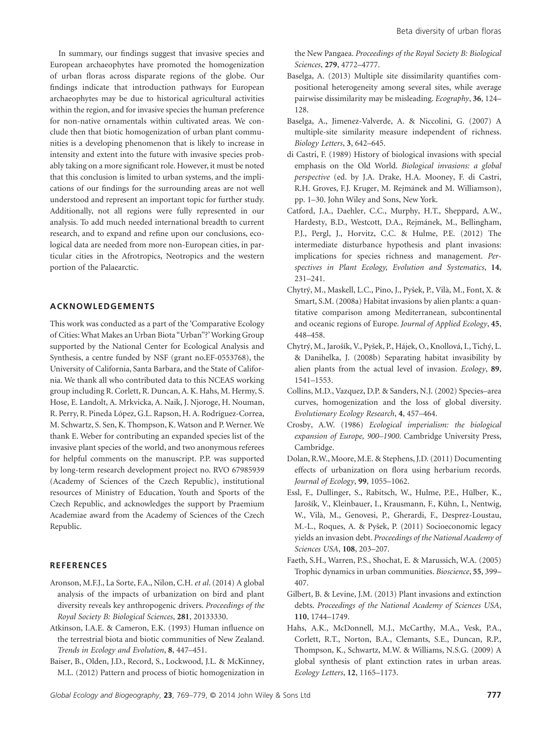In summary, our findings suggest that invasive species and European archaeophytes have promoted the homogenization of urban floras across disparate regions of the globe. Our findings indicate that introduction pathways for European archaeophytes may be due to historical agricultural activities within the region, and for invasive species the human preference for non-native ornamentals within cultivated areas. We conclude then that biotic homogenization of urban plant communities is a developing phenomenon that is likely to increase in intensity and extent into the future with invasive species probably taking on a more significant role. However, it must be noted that this conclusion is limited to urban systems, and the implications of our findings for the surrounding areas are not well understood and represent an important topic for further study. Additionally, not all regions were fully represented in our analysis. To add much needed international breadth to current research, and to expand and refine upon our conclusions, ecological data are needed from more non-European cities, in particular cities in the Afrotropics, Neotropics and the western portion of the Palaearctic.

## ACKNOWLEDGEMENTS

This work was conducted as a part of the 'Comparative Ecology of Cities: What Makes an Urban Biota "Urban"?' Working Group supported by the National Center for Ecological Analysis and Synthesis, a centre funded by NSF (grant no.EF-0553768), the University of California, Santa Barbara, and the State of California. We thank all who contributed data to this NCEAS working group including R. Corlett, R. Duncan, A. K. Hahs, M. Hermy, S. Hose, E. Landolt, A. Mrkvicka, A. Naik, J. Njoroge, H. Nouman, R. Perry, R. Pineda López, G.L. Rapson, H. A. Rodríguez-Correa, M. Schwartz, S. Sen, K. Thompson, K. Watson and P. Werner. We thank E. Weber for contributing an expanded species list of the invasive plant species of the world, and two anonymous referees for helpful comments on the manuscript. P.P. was supported by long-term research development project no. RVO 67985939 (Academy of Sciences of the Czech Republic), institutional resources of Ministry of Education, Youth and Sports of the Czech Republic, and acknowledges the support by Praemium Academiae award from the Academy of Sciences of the Czech Republic.

## REFERENCES

Aronson, M.F.J., La Sorte, F.A., Nilon, C.H. *et al*. (2014) A global analysis of the impacts of urbanization on bird and plant diversity reveals key anthropogenic drivers. *Proceedings of the Royal Society B: Biological Sciences*, **281**, 20133330.

Atkinson, I.A.E. & Cameron, E.K. (1993) Human influence on the terrestrial biota and biotic communities of New Zealand. *Trends in Ecology and Evolution*, **8**, 447–451.

Baiser, B., Olden, J.D., Record, S., Lockwood, J.L. & McKinney, M.L. (2012) Pattern and process of biotic homogenization in the New Pangaea. *Proceedings of the Royal Society B: Biological Sciences*, **279**, 4772–4777.

Baselga, A. (2013) Multiple site dissimilarity quantifies compositional heterogeneity among several sites, while average pairwise dissimilarity may be misleading. *Ecography*, **36**, 124–128.

Baselga, A., Jimenez-Valverde, A. & Niccolini, G. (2007) A multiple-site similarity measure independent of richness. *Biology Letters*, **3**, 642–645.

di Castri, F. (1989) History of biological invasions with special emphasis on the Old World. *Biological invasions: a global perspective* (ed. by J.A. Drake, H.A. Mooney, F. di Castri, R.H. Groves, F.J. Kruger, M. Rejmánek and M. Williamson), pp. 1–30. John Wiley and Sons, New York.

Catford, J.A., Daehler, C.C., Murphy, H.T., Sheppard, A.W., Hardesty, B.D., Westcott, D.A., Rejmánek, M., Bellingham, P.J., Pergl, J., Horvitz, C.C. & Hulme, P.E. (2012) The intermediate disturbance hypothesis and plant invasions: implications for species richness and management. *Perspectives in Plant Ecology, Evolution and Systematics*, **14**, 231–241.

Chytrý, M., Maskell, L.C., Pino, J., Pyšek, P., Vilà, M., Font, X. & Smart, S.M. (2008a) Habitat invasions by alien plants: a quantitative comparison among Mediterranean, subcontinental and oceanic regions of Europe. *Journal of Applied Ecology*, **45**, 448–458.

Chytrý, M., Jarošík, V., Pyšek, P., Hájek, O., Knollová, I., Tichý, L. & Danihelka, J. (2008b) Separating habitat invasibility by alien plants from the actual level of invasion. *Ecology*, **89**, 1541–1553.

Collins, M.D., Vazquez, D.P. & Sanders, N.J. (2002) Species–area curves, homogenization and the loss of global diversity. *Evolutionary Ecology Research*, **4**, 457–464.

Crosby, A.W. (1986) *Ecological imperialism: the biological expansion of Europe, 900–1900*. Cambridge University Press, Cambridge.

Dolan, R.W., Moore, M.E. & Stephens, J.D. (2011) Documenting effects of urbanization on flora using herbarium records. *Journal of Ecology*, **99**, 1055–1062.

Essl, F., Dullinger, S., Rabitsch, W., Hulme, P.E., Hülber, K., Jarošík, V., Kleinbauer, I., Krausmann, F., Kühn, I., Nentwig, W., Vilà, M., Genovesi, P., Gherardi, F., Desprez-Loustau, M.-L., Roques, A. & Pyšek, P. (2011) Socioeconomic legacy yields an invasion debt. *Proceedings of the National Academy of Sciences USA*, **108**, 203–207.

Faeth, S.H., Warren, P.S., Shochat, E. & Marussich, W.A. (2005) Trophic dynamics in urban communities. *Bioscience*, **55**, 399–407.

Gilbert, B. & Levine, J.M. (2013) Plant invasions and extinction debts. *Proceedings of the National Academy of Sciences USA*, **110**, 1744–1749.

Hahs, A.K., McDonnell, M.J., McCarthy, M.A., Vesk, P.A., Corlett, R.T., Norton, B.A., Clemants, S.E., Duncan, R.P., Thompson, K., Schwartz, M.W. & Williams, N.S.G. (2009) A global synthesis of plant extinction rates in urban areas. *Ecology Letters*, **12**, 1165–1173.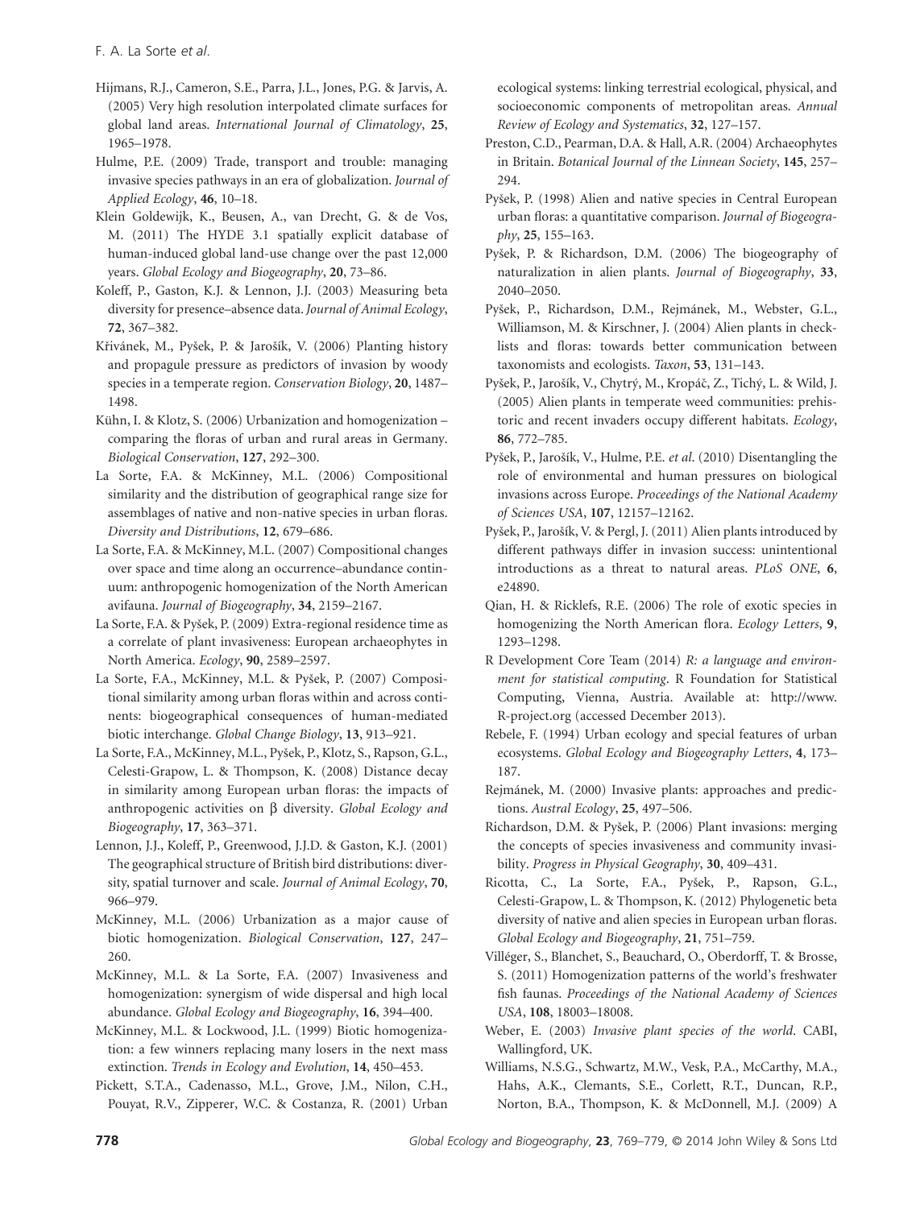Hijmans, R.J., Cameron, S.E., Parra, J.L., Jones, P.G. & Jarvis, A. (2005) Very high resolution interpolated climate surfaces for global land areas. *International Journal of Climatology*, **25**, 1965–1978.

Hulme, P.E. (2009) Trade, transport and trouble: managing invasive species pathways in an era of globalization. *Journal of Applied Ecology*, **46**, 10–18.

Klein Goldewijk, K., Beusen, A., van Drecht, G. & de Vos, M. (2011) The HYDE 3.1 spatially explicit database of human-induced global land-use change over the past 12,000 years. *Global Ecology and Biogeography*, **20**, 73–86.

Koleff, P., Gaston, K.J. & Lennon, J.J. (2003) Measuring beta diversity for presence–absence data. *Journal of Animal Ecology*, **72**, 367–382.

Křivánek, M., Pyšek, P. & Jarošík, V. (2006) Planting history and propagule pressure as predictors of invasion by woody species in a temperate region. *Conservation Biology*, **20**, 1487–1498.

Kühn, I. & Klotz, S. (2006) Urbanization and homogenization – comparing the floras of urban and rural areas in Germany. *Biological Conservation*, **127**, 292–300.

La Sorte, F.A. & McKinney, M.L. (2006) Compositional similarity and the distribution of geographical range size for assemblages of native and non-native species in urban floras. *Diversity and Distributions*, **12**, 679–686.

La Sorte, F.A. & McKinney, M.L. (2007) Compositional changes over space and time along an occurrence–abundance continuum: anthropogenic homogenization of the North American avifauna. *Journal of Biogeography*, **34**, 2159–2167.

La Sorte, F.A. & Pyšek, P. (2009) Extra-regional residence time as a correlate of plant invasiveness: European archaeophytes in North America. *Ecology*, **90**, 2589–2597.

La Sorte, F.A., McKinney, M.L. & Pyšek, P. (2007) Compositional similarity among urban floras within and across continents: biogeographical consequences of human-mediated biotic interchange. *Global Change Biology*, **13**, 913–921.

La Sorte, F.A., McKinney, M.L., Pyšek, P., Klotz, S., Rapson, G.L., Celesti-Grapow, L. & Thompson, K. (2008) Distance decay in similarity among European urban floras: the impacts of anthropogenic activities on β diversity. *Global Ecology and Biogeography*, **17**, 363–371.

Lennon, J.J., Koleff, P., Greenwood, J.J.D. & Gaston, K.J. (2001) The geographical structure of British bird distributions: diversity, spatial turnover and scale. *Journal of Animal Ecology*, **70**, 966–979.

McKinney, M.L. (2006) Urbanization as a major cause of biotic homogenization. *Biological Conservation*, **127**, 247–260.

McKinney, M.L. & La Sorte, F.A. (2007) Invasiveness and homogenization: synergism of wide dispersal and high local abundance. *Global Ecology and Biogeography*, **16**, 394–400.

McKinney, M.L. & Lockwood, J.L. (1999) Biotic homogenization: a few winners replacing many losers in the next mass extinction. *Trends in Ecology and Evolution*, **14**, 450–453.

Pickett, S.T.A., Cadenasso, M.L., Grove, J.M., Nilon, C.H., Pouyat, R.V., Zipperer, W.C. & Costanza, R. (2001) Urban ecological systems: linking terrestrial ecological, physical, and socioeconomic components of metropolitan areas. *Annual Review of Ecology and Systematics*, **32**, 127–157.

Preston, C.D., Pearman, D.A. & Hall, A.R. (2004) Archaeophytes in Britain. *Botanical Journal of the Linnean Society*, **145**, 257–294.

Pyšek, P. (1998) Alien and native species in Central European urban floras: a quantitative comparison. *Journal of Biogeography*, **25**, 155–163.

Pyšek, P. & Richardson, D.M. (2006) The biogeography of naturalization in alien plants. *Journal of Biogeography*, **33**, 2040–2050.

Pyšek, P., Richardson, D.M., Rejmánek, M., Webster, G.L., Williamson, M. & Kirschner, J. (2004) Alien plants in checklists and floras: towards better communication between taxonomists and ecologists. *Taxon*, **53**, 131–143.

Pyšek, P., Jarošík, V., Chytrý, M., Kropáč, Z., Tichý, L. & Wild, J. (2005) Alien plants in temperate weed communities: prehistoric and recent invaders occupy different habitats. *Ecology*, **86**, 772–785.

Pyšek, P., Jarošík, V., Hulme, P.E. *et al.* (2010) Disentangling the role of environmental and human pressures on biological invasions across Europe. *Proceedings of the National Academy of Sciences USA*, **107**, 12157–12162.

Pyšek, P., Jarošík, V. & Pergl, J. (2011) Alien plants introduced by different pathways differ in invasion success: unintentional introductions as a threat to natural areas. *PLoS ONE*, **6**, e24890.

Qian, H. & Ricklefs, R.E. (2006) The role of exotic species in homogenizing the North American flora. *Ecology Letters*, **9**, 1293–1298.

R Development Core Team (2014) *R: a language and environment for statistical computing*. R Foundation for Statistical Computing, Vienna, Austria. Available at: http://www.R-project.org (accessed December 2013).

Rebele, F. (1994) Urban ecology and special features of urban ecosystems. *Global Ecology and Biogeography Letters*, **4**, 173–187.

Rejmánek, M. (2000) Invasive plants: approaches and predictions. *Austral Ecology*, **25**, 497–506.

Richardson, D.M. & Pyšek, P. (2006) Plant invasions: merging the concepts of species invasiveness and community invasibility. *Progress in Physical Geography*, **30**, 409–431.

Ricotta, C., La Sorte, F.A., Pyšek, P., Rapson, G.L., Celesti-Grapow, L. & Thompson, K. (2012) Phylogenetic beta diversity of native and alien species in European urban floras. *Global Ecology and Biogeography*, **21**, 751–759.

Villéger, S., Blanchet, S., Beauchard, O., Oberdorff, T. & Brosse, S. (2011) Homogenization patterns of the world's freshwater fish faunas. *Proceedings of the National Academy of Sciences USA*, **108**, 18003–18008.

Weber, E. (2003) *Invasive plant species of the world*. CABI, Wallingford, UK.

Williams, N.S.G., Schwartz, M.W., Vesk, P.A., McCarthy, M.A., Hahs, A.K., Clemants, S.E., Corlett, R.T., Duncan, R.P., Norton, B.A., Thompson, K. & McDonnell, M.J. (2009) A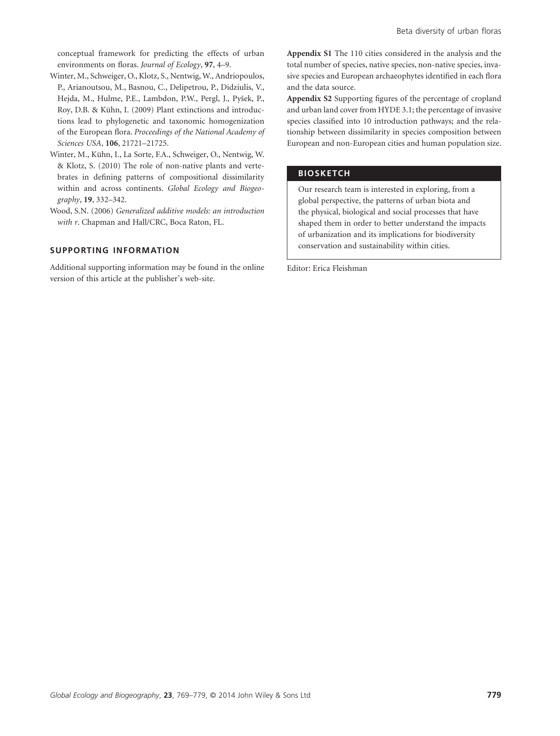conceptual framework for predicting the effects of urban environments on floras. *Journal of Ecology*, **97**, 4–9.

Winter, M., Schweiger, O., Klotz, S., Nentwig, W., Andriopoulos, P., Arianoutsou, M., Basnou, C., Delipetrou, P., Didziulis, V., Hejda, M., Hulme, P.E., Lambdon, P.W., Pergl, J., Pyšek, P., Roy, D.B. & Kühn, I. (2009) Plant extinctions and introductions lead to phylogenetic and taxonomic homogenization of the European flora. *Proceedings of the National Academy of Sciences USA*, **106**, 21721–21725.

Winter, M., Kühn, I., La Sorte, F.A., Schweiger, O., Nentwig, W. & Klotz, S. (2010) The role of non-native plants and vertebrates in defining patterns of compositional dissimilarity within and across continents. *Global Ecology and Biogeography*, **19**, 332–342.

Wood, S.N. (2006) *Generalized additive models: an introduction with r*. Chapman and Hall/CRC, Boca Raton, FL.

## SUPPORTING INFORMATION

Additional supporting information may be found in the online version of this article at the publisher's web-site.

**Appendix S1** The 110 cities considered in the analysis and the total number of species, native species, non-native species, invasive species and European archaeophytes identified in each flora and the data source.

**Appendix S2** Supporting figures of the percentage of cropland and urban land cover from HYDE 3.1; the percentage of invasive species classified into 10 introduction pathways; and the relationship between dissimilarity in species composition between European and non-European cities and human population size.

## BIOSKETCH

Our research team is interested in exploring, from a global perspective, the patterns of urban biota and the physical, biological and social processes that have shaped them in order to better understand the impacts of urbanization and its implications for biodiversity conservation and sustainability within cities.

Editor: Erica Fleishman